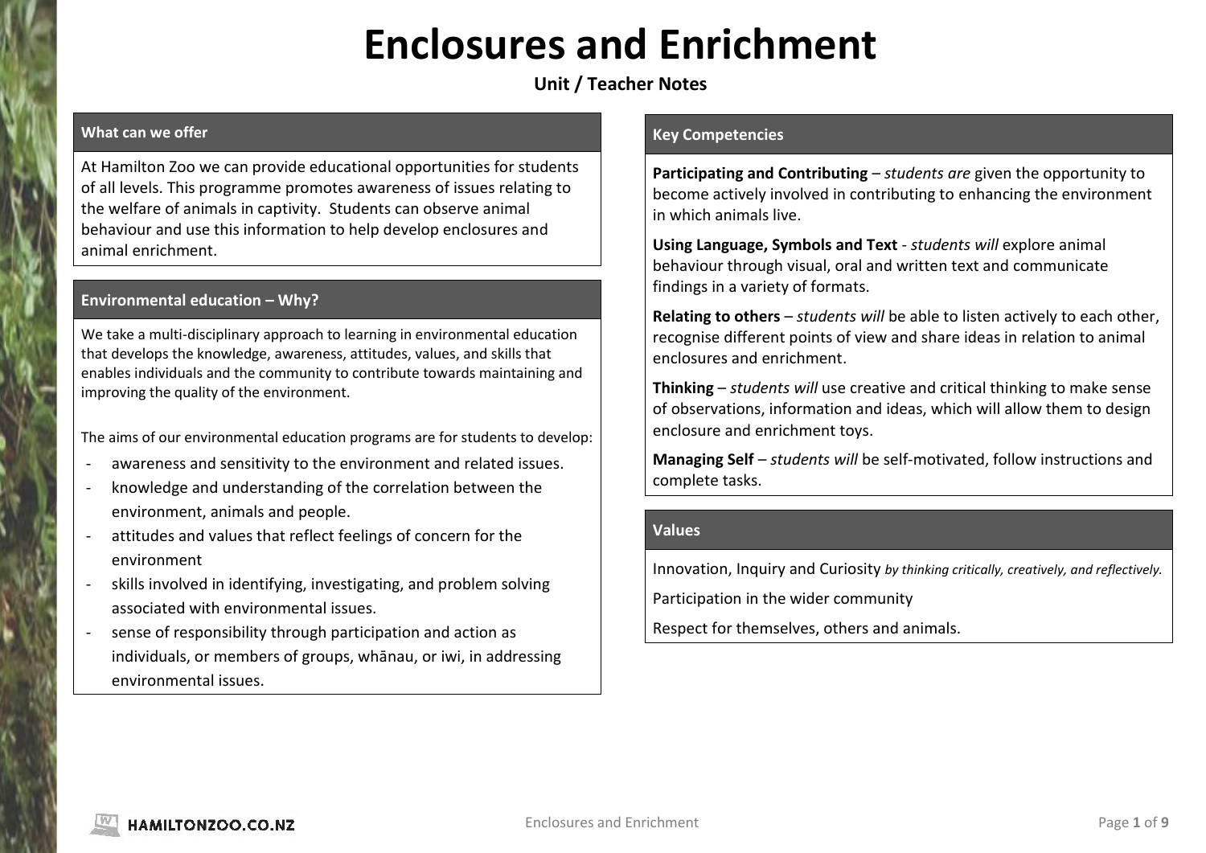# Enclosures and Enrichment

**Unit / Teacher Notes**

## What can we offer

At Hamilton Zoo we can provide educational opportunities for students of all levels. This programme promotes awareness of issues relating to the welfare of animals in captivity. Students can observe animal behaviour and use this information to help develop enclosures and animal enrichment.

## Environmental education – Why?

We take a multi-disciplinary approach to learning in environmental education that develops the knowledge, awareness, attitudes, values, and skills that enables individuals and the community to contribute towards maintaining and improving the quality of the environment.

The aims of our environmental education programs are for students to develop:

- awareness and sensitivity to the environment and related issues.
- knowledge and understanding of the correlation between the environment, animals and people.
- attitudes and values that reflect feelings of concern for the environment
- skills involved in identifying, investigating, and problem solving associated with environmental issues.
- sense of responsibility through participation and action as individuals, or members of groups, whānau, or iwi, in addressing environmental issues.

## Key Competencies

**Participating and Contributing** – *students are* given the opportunity to become actively involved in contributing to enhancing the environment in which animals live.

**Using Language, Symbols and Text** - *students will* explore animal behaviour through visual, oral and written text and communicate findings in a variety of formats.

**Relating to others** – *students will* be able to listen actively to each other, recognise different points of view and share ideas in relation to animal enclosures and enrichment.

**Thinking** – *students will* use creative and critical thinking to make sense of observations, information and ideas, which will allow them to design enclosure and enrichment toys.

**Managing Self** – *students will* be self-motivated, follow instructions and complete tasks.

## Values

Innovation, Inquiry and Curiosity *by thinking critically, creatively, and reflectively.*

Participation in the wider community

Respect for themselves, others and animals.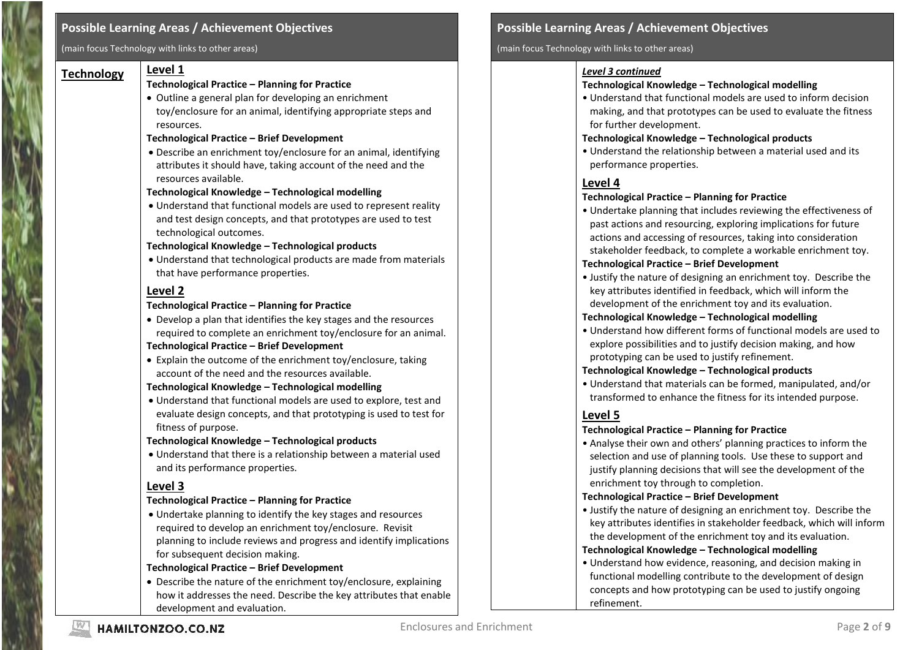## Possible Learning Areas / Achievement Objectives

(main focus Technology with links to other areas)

### Technology

#### Level 1

**Technological Practice – Planning for Practice**

- Outline a general plan for developing an enrichment toy/enclosure for an animal, identifying appropriate steps and resources.

**Technological Practice – Brief Development**

- Describe an enrichment toy/enclosure for an animal, identifying attributes it should have, taking account of the need and the resources available.

**Technological Knowledge – Technological modelling**

- Understand that functional models are used to represent reality and test design concepts, and that prototypes are used to test technological outcomes.

**Technological Knowledge – Technological products**

- Understand that technological products are made from materials that have performance properties.

#### Level 2

**Technological Practice – Planning for Practice**

- Develop a plan that identifies the key stages and the resources required to complete an enrichment toy/enclosure for an animal.

**Technological Practice – Brief Development**

- Explain the outcome of the enrichment toy/enclosure, taking account of the need and the resources available.

**Technological Knowledge – Technological modelling**

- Understand that functional models are used to explore, test and evaluate design concepts, and that prototyping is used to test for fitness of purpose.

**Technological Knowledge – Technological products**

- Understand that there is a relationship between a material used and its performance properties.

#### Level 3

**Technological Practice – Planning for Practice**

- Undertake planning to identify the key stages and resources required to develop an enrichment toy/enclosure. Revisit planning to include reviews and progress and identify implications for subsequent decision making.

**Technological Practice – Brief Development**

- Describe the nature of the enrichment toy/enclosure, explaining how it addresses the need. Describe the key attributes that enable development and evaluation.

#### *Level 3 continued*

**Technological Knowledge – Technological modelling**

- Understand that functional models are used to inform decision making, and that prototypes can be used to evaluate the fitness for further development.

**Technological Knowledge – Technological products**

- Understand the relationship between a material used and its performance properties.

#### Level 4

**Technological Practice – Planning for Practice**

- Undertake planning that includes reviewing the effectiveness of past actions and resourcing, exploring implications for future actions and accessing of resources, taking into consideration stakeholder feedback, to complete a workable enrichment toy.

**Technological Practice – Brief Development**

- Justify the nature of designing an enrichment toy. Describe the key attributes identified in feedback, which will inform the development of the enrichment toy and its evaluation.

**Technological Knowledge – Technological modelling**

- Understand how different forms of functional models are used to explore possibilities and to justify decision making, and how prototyping can be used to justify refinement.

**Technological Knowledge – Technological products**

- Understand that materials can be formed, manipulated, and/or transformed to enhance the fitness for its intended purpose.

#### Level 5

**Technological Practice – Planning for Practice**

- Analyse their own and others' planning practices to inform the selection and use of planning tools. Use these to support and justify planning decisions that will see the development of the enrichment toy through to completion.

**Technological Practice – Brief Development**

- Justify the nature of designing an enrichment toy. Describe the key attributes identifies in stakeholder feedback, which will inform the development of the enrichment toy and its evaluation.

**Technological Knowledge – Technological modelling**

- Understand how evidence, reasoning, and decision making in functional modelling contribute to the development of design concepts and how prototyping can be used to justify ongoing refinement.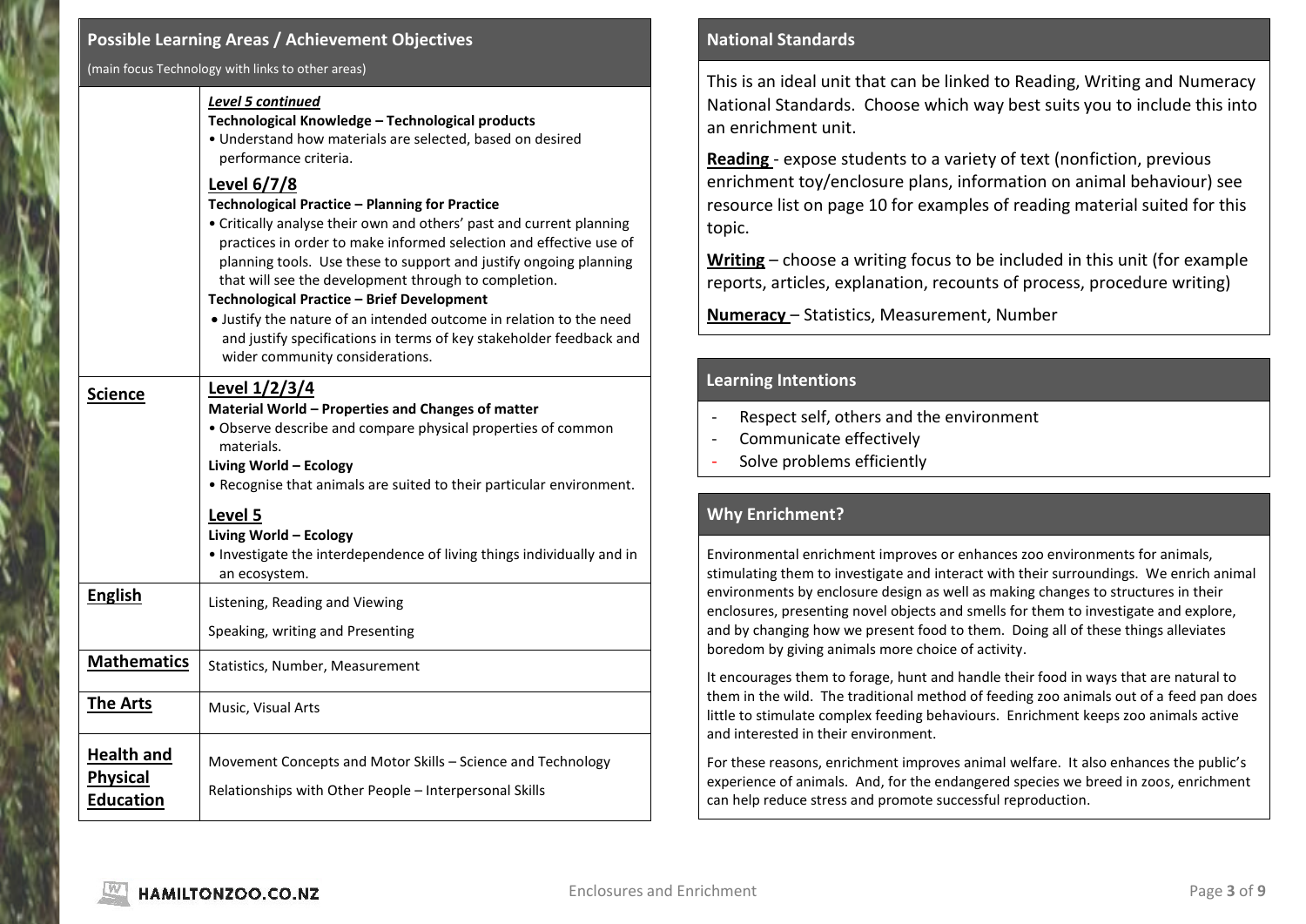## Possible Learning Areas / Achievement Objectives

(main focus Technology with links to other areas)

| | |
|---|---|
| | ***Level 5 continued***<br>**Technological Knowledge – Technological products**<br>• Understand how materials are selected, based on desired performance criteria.<br>**Level 6/7/8**<br>**Technological Practice – Planning for Practice**<br>• Critically analyse their own and others' past and current planning practices in order to make informed selection and effective use of planning tools. Use these to support and justify ongoing planning that will see the development through to completion.<br>**Technological Practice – Brief Development**<br>• Justify the nature of an intended outcome in relation to the need and justify specifications in terms of key stakeholder feedback and wider community considerations. |
| **Science** | **Level 1/2/3/4**<br>**Material World – Properties and Changes of matter**<br>• Observe describe and compare physical properties of common materials.<br>**Living World – Ecology**<br>• Recognise that animals are suited to their particular environment.<br>**Level 5**<br>**Living World – Ecology**<br>• Investigate the interdependence of living things individually and in an ecosystem. |
| **English** | Listening, Reading and Viewing<br>Speaking, writing and Presenting |
| **Mathematics** | Statistics, Number, Measurement |
| **The Arts** | Music, Visual Arts |
| **Health and Physical Education** | Movement Concepts and Motor Skills – Science and Technology<br>Relationships with Other People – Interpersonal Skills |

## National Standards

This is an ideal unit that can be linked to Reading, Writing and Numeracy National Standards. Choose which way best suits you to include this into an enrichment unit.

**Reading** - expose students to a variety of text (nonfiction, previous enrichment toy/enclosure plans, information on animal behaviour) see resource list on page 10 for examples of reading material suited for this topic.

**Writing** – choose a writing focus to be included in this unit (for example reports, articles, explanation, recounts of process, procedure writing)

**Numeracy** – Statistics, Measurement, Number

## Learning Intentions

- Respect self, others and the environment
- Communicate effectively
- Solve problems efficiently

## Why Enrichment?

Environmental enrichment improves or enhances zoo environments for animals, stimulating them to investigate and interact with their surroundings. We enrich animal environments by enclosure design as well as making changes to structures in their enclosures, presenting novel objects and smells for them to investigate and explore, and by changing how we present food to them. Doing all of these things alleviates boredom by giving animals more choice of activity.

It encourages them to forage, hunt and handle their food in ways that are natural to them in the wild. The traditional method of feeding zoo animals out of a feed pan does little to stimulate complex feeding behaviours. Enrichment keeps zoo animals active and interested in their environment.

For these reasons, enrichment improves animal welfare. It also enhances the public's experience of animals. And, for the endangered species we breed in zoos, enrichment can help reduce stress and promote successful reproduction.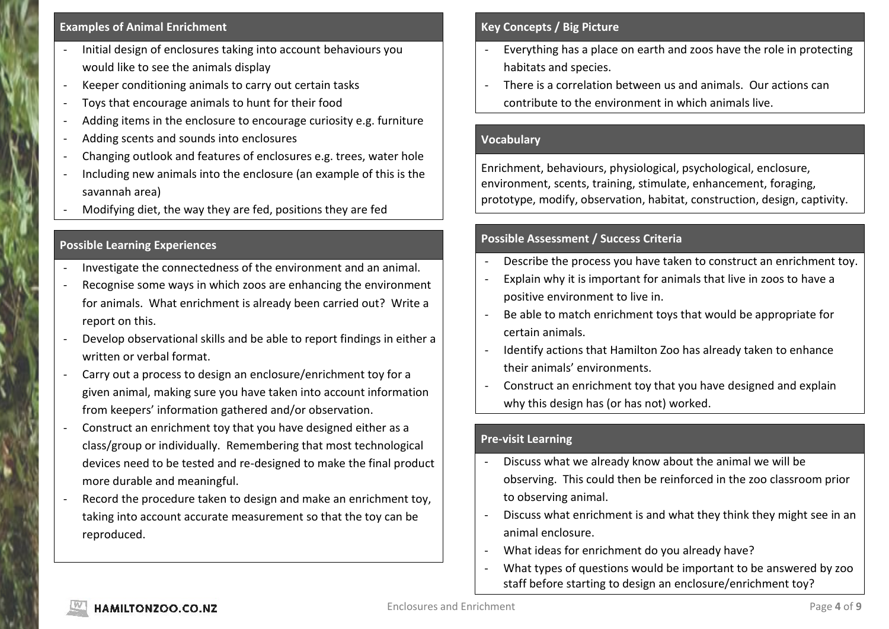## Examples of Animal Enrichment

- Initial design of enclosures taking into account behaviours you would like to see the animals display
- Keeper conditioning animals to carry out certain tasks
- Toys that encourage animals to hunt for their food
- Adding items in the enclosure to encourage curiosity e.g. furniture
- Adding scents and sounds into enclosures
- Changing outlook and features of enclosures e.g. trees, water hole
- Including new animals into the enclosure (an example of this is the savannah area)
- Modifying diet, the way they are fed, positions they are fed

## Possible Learning Experiences

- Investigate the connectedness of the environment and an animal.
- Recognise some ways in which zoos are enhancing the environment for animals. What enrichment is already been carried out? Write a report on this.
- Develop observational skills and be able to report findings in either a written or verbal format.
- Carry out a process to design an enclosure/enrichment toy for a given animal, making sure you have taken into account information from keepers' information gathered and/or observation.
- Construct an enrichment toy that you have designed either as a class/group or individually. Remembering that most technological devices need to be tested and re-designed to make the final product more durable and meaningful.
- Record the procedure taken to design and make an enrichment toy, taking into account accurate measurement so that the toy can be reproduced.

## Key Concepts / Big Picture

- Everything has a place on earth and zoos have the role in protecting habitats and species.
- There is a correlation between us and animals. Our actions can contribute to the environment in which animals live.

## Vocabulary

Enrichment, behaviours, physiological, psychological, enclosure, environment, scents, training, stimulate, enhancement, foraging, prototype, modify, observation, habitat, construction, design, captivity.

## Possible Assessment / Success Criteria

- Describe the process you have taken to construct an enrichment toy.
- Explain why it is important for animals that live in zoos to have a positive environment to live in.
- Be able to match enrichment toys that would be appropriate for certain animals.
- Identify actions that Hamilton Zoo has already taken to enhance their animals' environments.
- Construct an enrichment toy that you have designed and explain why this design has (or has not) worked.

## Pre-visit Learning

- Discuss what we already know about the animal we will be observing. This could then be reinforced in the zoo classroom prior to observing animal.
- Discuss what enrichment is and what they think they might see in an animal enclosure.
- What ideas for enrichment do you already have?
- What types of questions would be important to be answered by zoo staff before starting to design an enclosure/enrichment toy?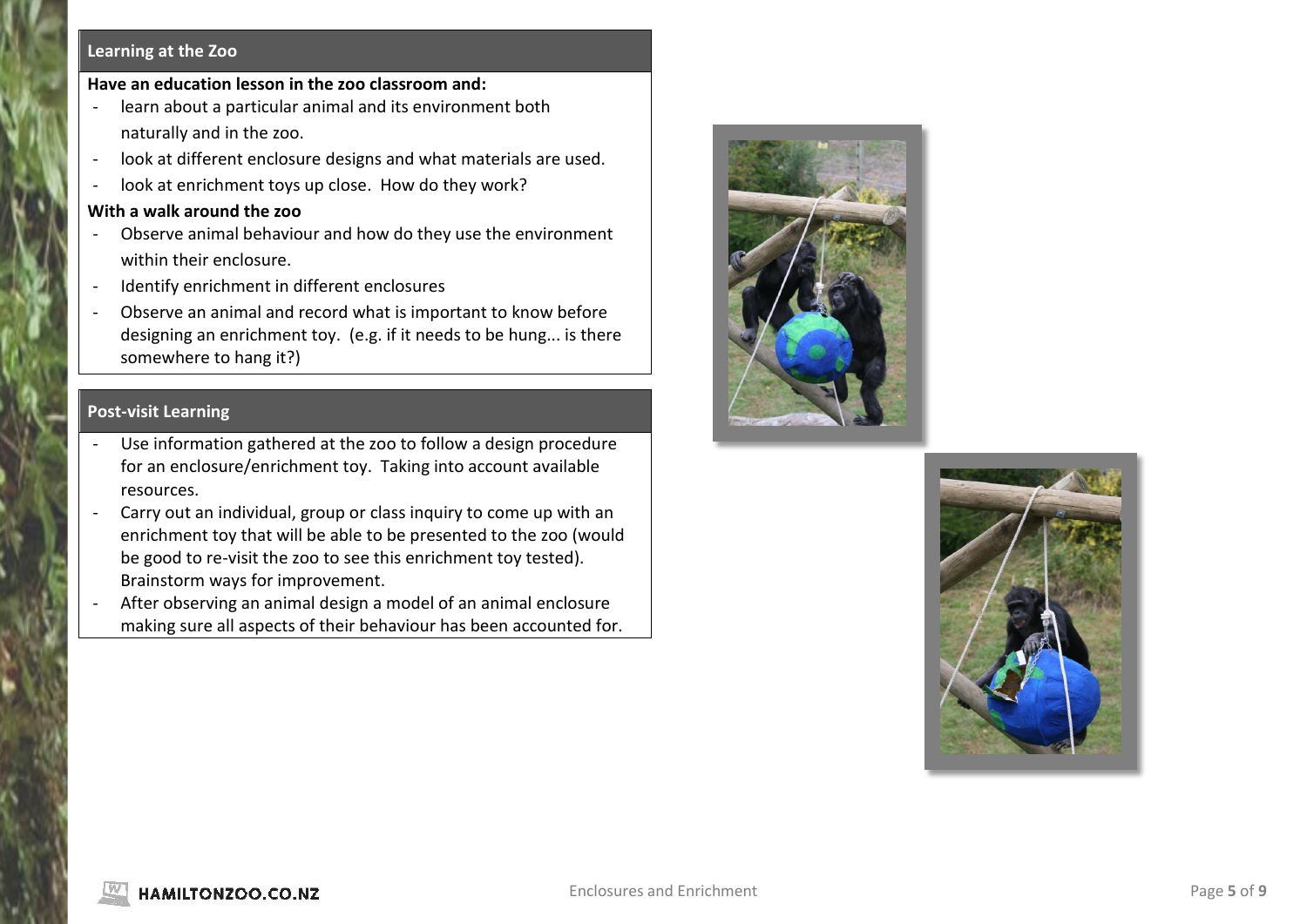## Learning at the Zoo

**Have an education lesson in the zoo classroom and:**

- learn about a particular animal and its environment both naturally and in the zoo.
- look at different enclosure designs and what materials are used.
- look at enrichment toys up close. How do they work?

**With a walk around the zoo**

- Observe animal behaviour and how do they use the environment within their enclosure.
- Identify enrichment in different enclosures
- Observe an animal and record what is important to know before designing an enrichment toy. (e.g. if it needs to be hung... is there somewhere to hang it?)

## Post-visit Learning

- Use information gathered at the zoo to follow a design procedure for an enclosure/enrichment toy. Taking into account available resources.
- Carry out an individual, group or class inquiry to come up with an enrichment toy that will be able to be presented to the zoo (would be good to re-visit the zoo to see this enrichment toy tested). Brainstorm ways for improvement.
- After observing an animal design a model of an animal enclosure making sure all aspects of their behaviour has been accounted for.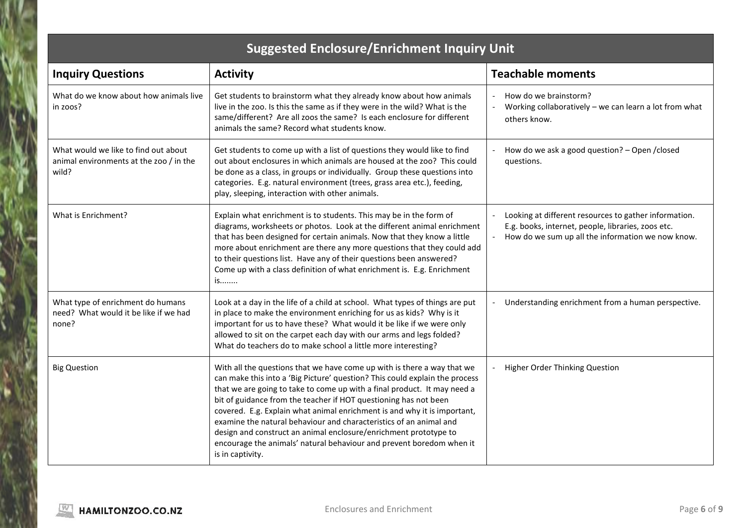## Suggested Enclosure/Enrichment Inquiry Unit

| Inquiry Questions | Activity | Teachable moments |
|---|---|---|
| What do we know about how animals live in zoos? | Get students to brainstorm what they already know about how animals live in the zoo. Is this the same as if they were in the wild? What is the same/different? Are all zoos the same? Is each enclosure for different animals the same? Record what students know. | - How do we brainstorm?<br>- Working collaboratively – we can learn a lot from what others know. |
| What would we like to find out about animal environments at the zoo / in the wild? | Get students to come up with a list of questions they would like to find out about enclosures in which animals are housed at the zoo? This could be done as a class, in groups or individually. Group these questions into categories. E.g. natural environment (trees, grass area etc.), feeding, play, sleeping, interaction with other animals. | - How do we ask a good question? – Open /closed questions. |
| What is Enrichment? | Explain what enrichment is to students. This may be in the form of diagrams, worksheets or photos. Look at the different animal enrichment that has been designed for certain animals. Now that they know a little more about enrichment are there any more questions that they could add to their questions list. Have any of their questions been answered? Come up with a class definition of what enrichment is. E.g. Enrichment is........ | - Looking at different resources to gather information. E.g. books, internet, people, libraries, zoos etc.<br>- How do we sum up all the information we now know. |
| What type of enrichment do humans need? What would it be like if we had none? | Look at a day in the life of a child at school. What types of things are put in place to make the environment enriching for us as kids? Why is it important for us to have these? What would it be like if we were only allowed to sit on the carpet each day with our arms and legs folded? What do teachers do to make school a little more interesting? | - Understanding enrichment from a human perspective. |
| Big Question | With all the questions that we have come up with is there a way that we can make this into a 'Big Picture' question? This could explain the process that we are going to take to come up with a final product. It may need a bit of guidance from the teacher if HOT questioning has not been covered. E.g. Explain what animal enrichment is and why it is important, examine the natural behaviour and characteristics of an animal and design and construct an animal enclosure/enrichment prototype to encourage the animals' natural behaviour and prevent boredom when it is in captivity. | - Higher Order Thinking Question |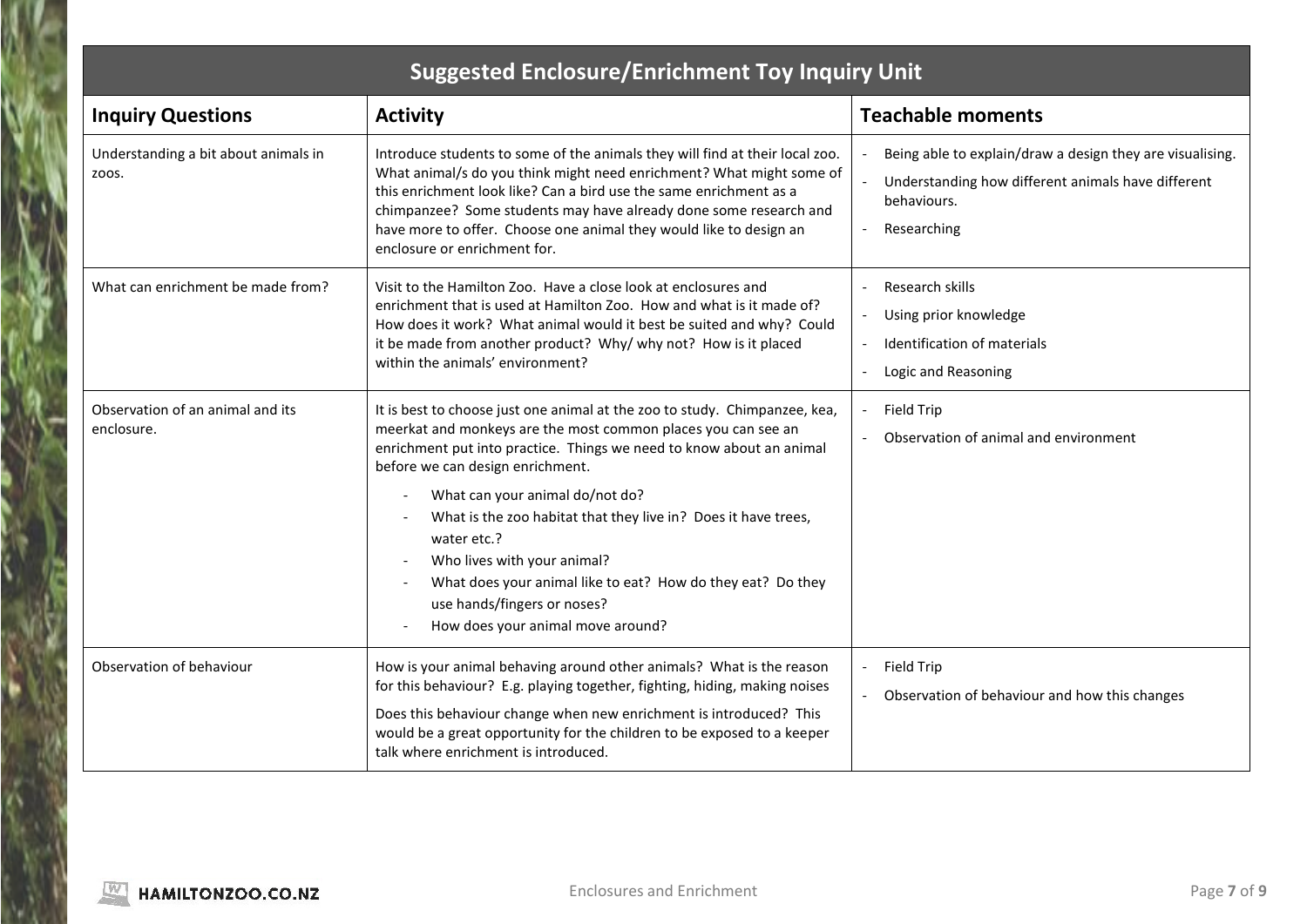| Suggested Enclosure/Enrichment Toy Inquiry Unit | | |
|---|---|---|
| **Inquiry Questions** | **Activity** | **Teachable moments** |
| Understanding a bit about animals in zoos. | Introduce students to some of the animals they will find at their local zoo. What animal/s do you think might need enrichment? What might some of this enrichment look like? Can a bird use the same enrichment as a chimpanzee? Some students may have already done some research and have more to offer. Choose one animal they would like to design an enclosure or enrichment for. | - Being able to explain/draw a design they are visualising.<br>- Understanding how different animals have different behaviours.<br>- Researching |
| What can enrichment be made from? | Visit to the Hamilton Zoo. Have a close look at enclosures and enrichment that is used at Hamilton Zoo. How and what is it made of? How does it work? What animal would it best be suited and why? Could it be made from another product? Why/ why not? How is it placed within the animals' environment? | - Research skills<br>- Using prior knowledge<br>- Identification of materials<br>- Logic and Reasoning |
| Observation of an animal and its enclosure. | It is best to choose just one animal at the zoo to study. Chimpanzee, kea, meerkat and monkeys are the most common places you can see an enrichment put into practice. Things we need to know about an animal before we can design enrichment.<br>- What can your animal do/not do?<br>- What is the zoo habitat that they live in? Does it have trees, water etc.?<br>- Who lives with your animal?<br>- What does your animal like to eat? How do they eat? Do they use hands/fingers or noses?<br>- How does your animal move around? | - Field Trip<br>- Observation of animal and environment |
| Observation of behaviour | How is your animal behaving around other animals? What is the reason for this behaviour? E.g. playing together, fighting, hiding, making noises<br>Does this behaviour change when new enrichment is introduced? This would be a great opportunity for the children to be exposed to a keeper talk where enrichment is introduced. | - Field Trip<br>- Observation of behaviour and how this changes |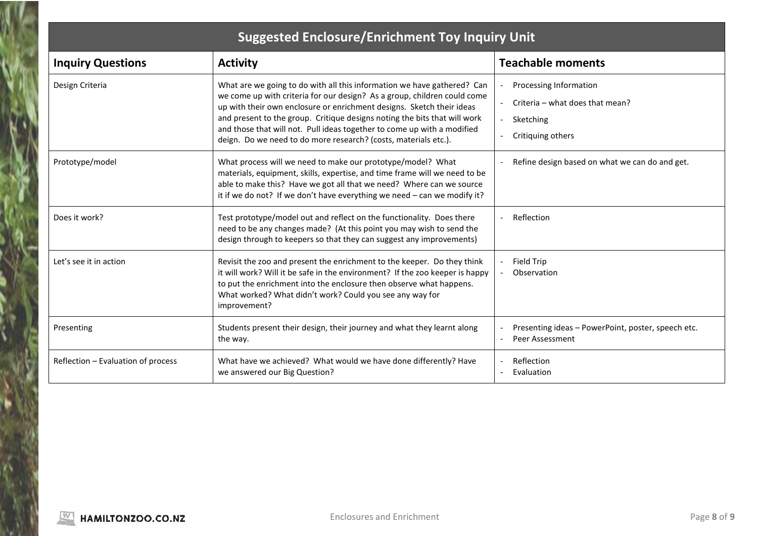| Suggested Enclosure/Enrichment Toy Inquiry Unit | | |
|---|---|---|
| **Inquiry Questions** | **Activity** | **Teachable moments** |
| Design Criteria | What are we going to do with all this information we have gathered? Can we come up with criteria for our design? As a group, children could come up with their own enclosure or enrichment designs. Sketch their ideas and present to the group. Critique designs noting the bits that will work and those that will not. Pull ideas together to come up with a modified deign. Do we need to do more research? (costs, materials etc.). | - Processing Information<br>- Criteria – what does that mean?<br>- Sketching<br>- Critiquing others |
| Prototype/model | What process will we need to make our prototype/model? What materials, equipment, skills, expertise, and time frame will we need to be able to make this? Have we got all that we need? Where can we source it if we do not? If we don't have everything we need – can we modify it? | - Refine design based on what we can do and get. |
| Does it work? | Test prototype/model out and reflect on the functionality. Does there need to be any changes made? (At this point you may wish to send the design through to keepers so that they can suggest any improvements) | - Reflection |
| Let's see it in action | Revisit the zoo and present the enrichment to the keeper. Do they think it will work? Will it be safe in the environment? If the zoo keeper is happy to put the enrichment into the enclosure then observe what happens. What worked? What didn't work? Could you see any way for improvement? | - Field Trip<br>- Observation |
| Presenting | Students present their design, their journey and what they learnt along the way. | - Presenting ideas – PowerPoint, poster, speech etc.<br>- Peer Assessment |
| Reflection – Evaluation of process | What have we achieved? What would we have done differently? Have we answered our Big Question? | - Reflection<br>- Evaluation |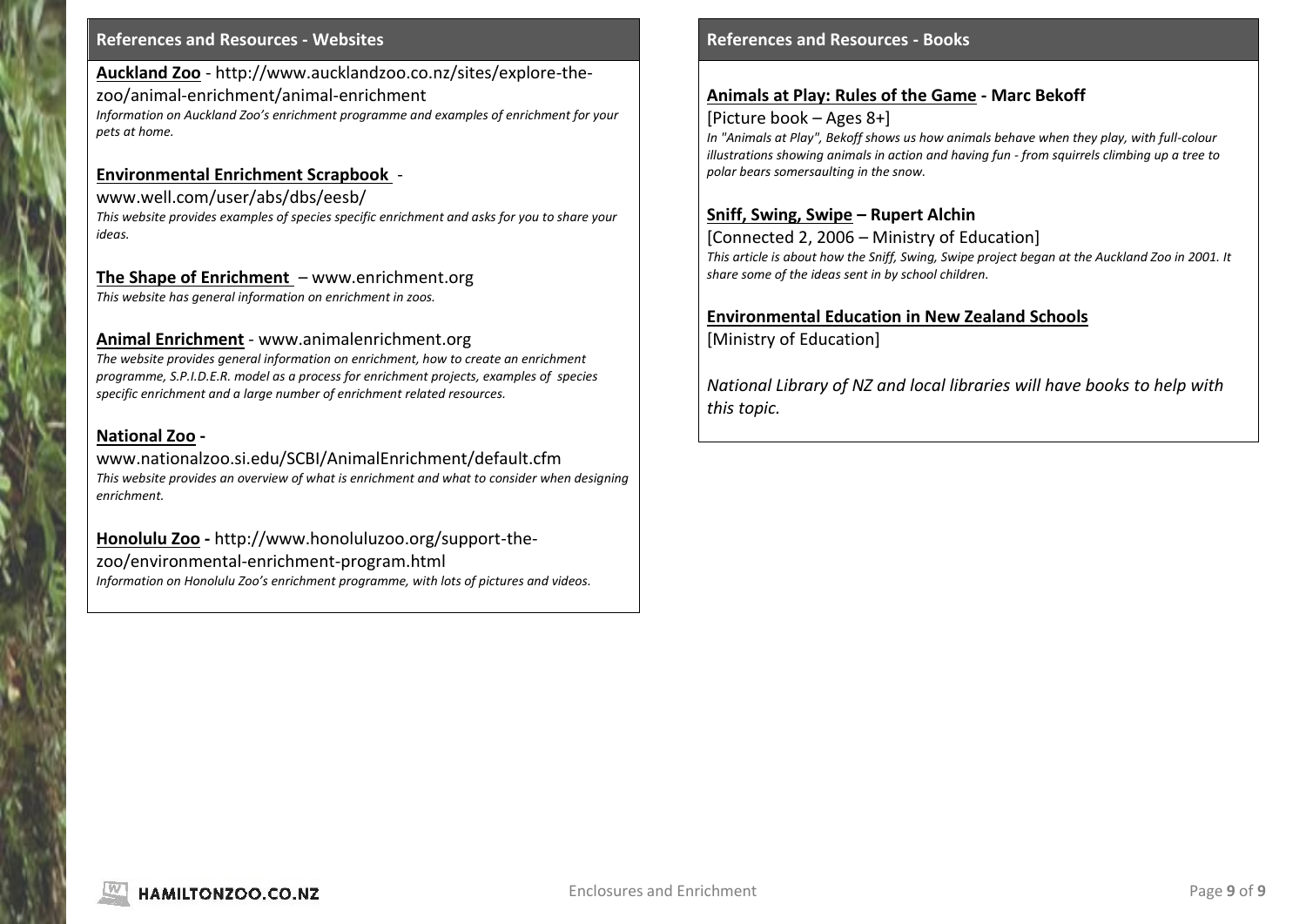## References and Resources - Websites

**Auckland Zoo** - http://www.aucklandzoo.co.nz/sites/explore-the-zoo/animal-enrichment/animal-enrichment

*Information on Auckland Zoo's enrichment programme and examples of enrichment for your pets at home.*

**Environmental Enrichment Scrapbook** - www.well.com/user/abs/dbs/eesb/

*This website provides examples of species specific enrichment and asks for you to share your ideas.*

**The Shape of Enrichment** – www.enrichment.org

*This website has general information on enrichment in zoos.*

**Animal Enrichment** - www.animalenrichment.org

*The website provides general information on enrichment, how to create an enrichment programme, S.P.I.D.E.R. model as a process for enrichment projects, examples of species specific enrichment and a large number of enrichment related resources.*

**National Zoo** - www.nationalzoo.si.edu/SCBI/AnimalEnrichment/default.cfm

*This website provides an overview of what is enrichment and what to consider when designing enrichment.*

**Honolulu Zoo** - http://www.honoluluzoo.org/support-the-zoo/environmental-enrichment-program.html

*Information on Honolulu Zoo's enrichment programme, with lots of pictures and videos.*

## References and Resources - Books

**Animals at Play: Rules of the Game - Marc Bekoff**

[Picture book – Ages 8+]

*In "Animals at Play", Bekoff shows us how animals behave when they play, with full-colour illustrations showing animals in action and having fun - from squirrels climbing up a tree to polar bears somersaulting in the snow.*

**Sniff, Swing, Swipe – Rupert Alchin**

[Connected 2, 2006 – Ministry of Education]

*This article is about how the Sniff, Swing, Swipe project began at the Auckland Zoo in 2001. It share some of the ideas sent in by school children.*

**Environmental Education in New Zealand Schools**

[Ministry of Education]

*National Library of NZ and local libraries will have books to help with this topic.*